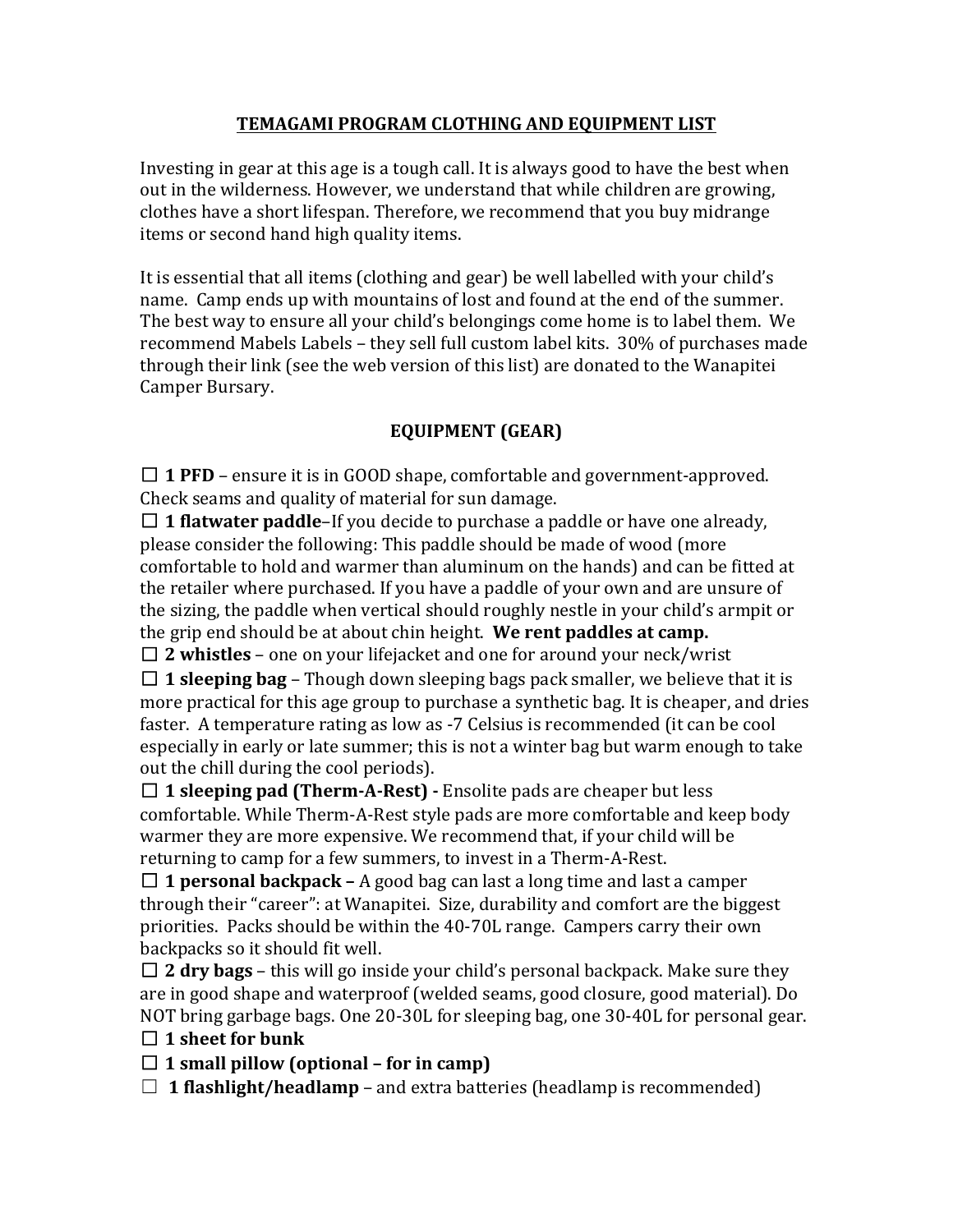# TEMAGAMI PROGRAM CLOTHING AND EQUIPMENT LIST

Investing in gear at this age is a tough call. It is always good to have the best when out in the wilderness. However, we understand that while children are growing, clothes have a short lifespan. Therefore, we recommend that you buy midrange items or second hand high quality items.

It is essential that all items (clothing and gear) be well labelled with your child's name. Camp ends up with mountains of lost and found at the end of the summer. The best way to ensure all your child's belongings come home is to label them. We recommend Mabels Labels – they sell full custom label kits. 30% of purchases made through their link (see the web version of this list) are donated to the Wanapitei Camper Bursary.

## EQUIPMENT (GEAR)

☐ **1 PFD** – ensure it is in GOOD shape, comfortable and government-approved. Check seams and quality of material for sun damage.

☐ **1 flatwater paddle**–If you decide to purchase a paddle or have one already, please consider the following: This paddle should be made of wood (more comfortable to hold and warmer than aluminum on the hands) and can be fitted at the retailer where purchased. If you have a paddle of your own and are unsure of the sizing, the paddle when vertical should roughly nestle in your child's armpit or the grip end should be at about chin height. **We rent paddles at camp.**

☐ **2 whistles** – one on your lifejacket and one for around your neck/wrist

☐ **1 sleeping bag** – Though down sleeping bags pack smaller, we believe that it is more practical for this age group to purchase a synthetic bag. It is cheaper, and dries faster. A temperature rating as low as -7 Celsius is recommended (it can be cool especially in early or late summer; this is not a winter bag but warm enough to take out the chill during the cool periods).

☐ **1 sleeping pad (Therm-A-Rest) -** Ensolite pads are cheaper but less comfortable. While Therm-A-Rest style pads are more comfortable and keep body warmer they are more expensive. We recommend that, if your child will be returning to camp for a few summers, to invest in a Therm-A-Rest.

☐ **1 personal backpack –** A good bag can last a long time and last a camper through their "career": at Wanapitei. Size, durability and comfort are the biggest priorities. Packs should be within the 40-70L range. Campers carry their own backpacks so it should fit well.

☐ **2 dry bags** – this will go inside your child's personal backpack. Make sure they are in good shape and waterproof (welded seams, good closure, good material). Do NOT bring garbage bags. One 20-30L for sleeping bag, one 30-40L for personal gear.

☐ **1 sheet for bunk**

☐ **1 small pillow (optional – for in camp)**

☐ **1 flashlight/headlamp** – and extra batteries (headlamp is recommended)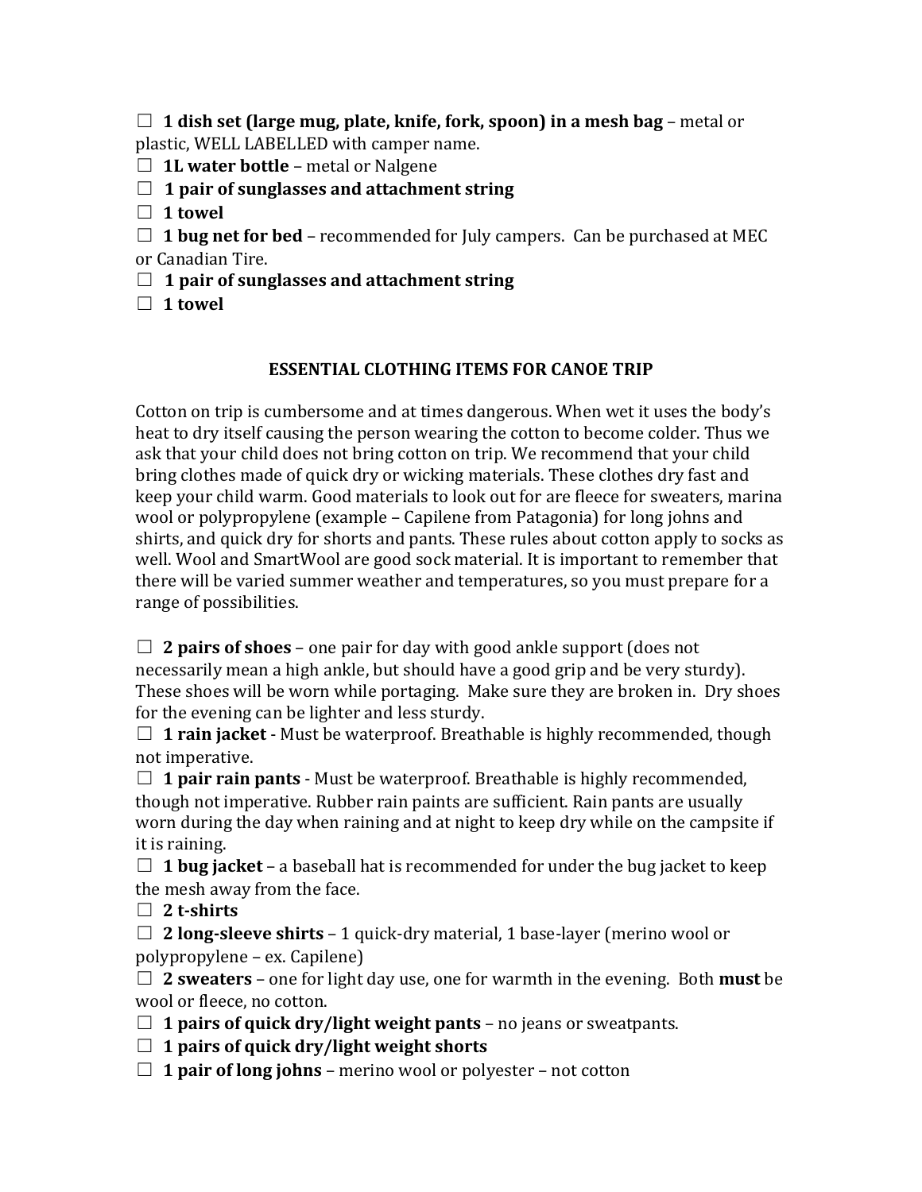☐ **1 dish set (large mug, plate, knife, fork, spoon) in a mesh bag** – metal or plastic, WELL LABELLED with camper name.

☐ **1L water bottle** – metal or Nalgene

☐ **1 pair of sunglasses and attachment string**

☐ **1 towel**

☐ **1 bug net for bed** – recommended for July campers. Can be purchased at MEC or Canadian Tire.

☐ **1 pair of sunglasses and attachment string**

☐ **1 towel**

## ESSENTIAL CLOTHING ITEMS FOR CANOE TRIP

Cotton on trip is cumbersome and at times dangerous. When wet it uses the body's heat to dry itself causing the person wearing the cotton to become colder. Thus we ask that your child does not bring cotton on trip. We recommend that your child bring clothes made of quick dry or wicking materials. These clothes dry fast and keep your child warm. Good materials to look out for are fleece for sweaters, marina wool or polypropylene (example – Capilene from Patagonia) for long johns and shirts, and quick dry for shorts and pants. These rules about cotton apply to socks as well. Wool and SmartWool are good sock material. It is important to remember that there will be varied summer weather and temperatures, so you must prepare for a range of possibilities.

☐ **2 pairs of shoes** – one pair for day with good ankle support (does not necessarily mean a high ankle, but should have a good grip and be very sturdy). These shoes will be worn while portaging. Make sure they are broken in. Dry shoes for the evening can be lighter and less sturdy.

☐ **1 rain jacket** - Must be waterproof. Breathable is highly recommended, though not imperative.

☐ **1 pair rain pants** - Must be waterproof. Breathable is highly recommended, though not imperative. Rubber rain paints are sufficient. Rain pants are usually worn during the day when raining and at night to keep dry while on the campsite if it is raining.

☐ **1 bug jacket** – a baseball hat is recommended for under the bug jacket to keep the mesh away from the face.

☐ **2 t-shirts**

☐ **2 long-sleeve shirts** – 1 quick-dry material, 1 base-layer (merino wool or polypropylene – ex. Capilene)

☐ **2 sweaters** – one for light day use, one for warmth in the evening. Both **must** be wool or fleece, no cotton.

☐ **1 pairs of quick dry/light weight pants** – no jeans or sweatpants.

☐ **1 pairs of quick dry/light weight shorts**

☐ **1 pair of long johns** – merino wool or polyester – not cotton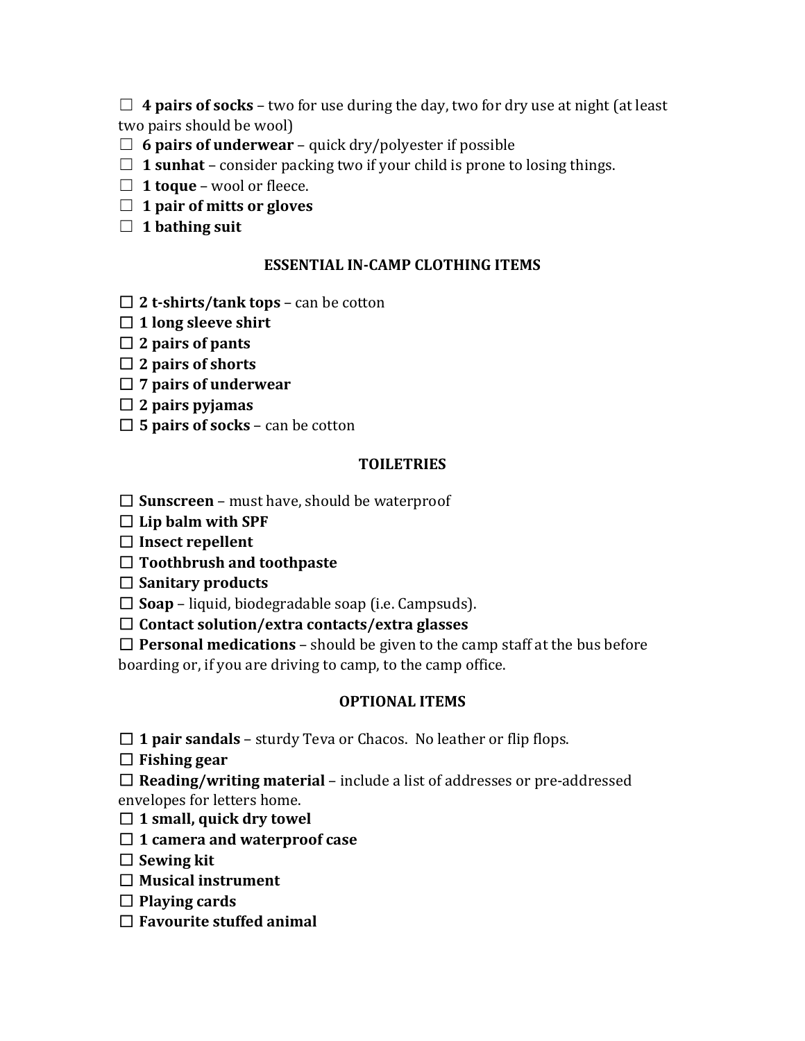☐ **4 pairs of socks** – two for use during the day, two for dry use at night (at least two pairs should be wool)
☐ **6 pairs of underwear** – quick dry/polyester if possible
☐ **1 sunhat** – consider packing two if your child is prone to losing things.
☐ **1 toque** – wool or fleece.
☐ **1 pair of mitts or gloves**
☐ **1 bathing suit**

## ESSENTIAL IN-CAMP CLOTHING ITEMS

☐ **2 t-shirts/tank tops** – can be cotton
☐ **1 long sleeve shirt**
☐ **2 pairs of pants**
☐ **2 pairs of shorts**
☐ **7 pairs of underwear**
☐ **2 pairs pyjamas**
☐ **5 pairs of socks** – can be cotton

## TOILETRIES

☐ **Sunscreen** – must have, should be waterproof
☐ **Lip balm with SPF**
☐ **Insect repellent**
☐ **Toothbrush and toothpaste**
☐ **Sanitary products**
☐ **Soap** – liquid, biodegradable soap (i.e. Campsuds).
☐ **Contact solution/extra contacts/extra glasses**
☐ **Personal medications** – should be given to the camp staff at the bus before boarding or, if you are driving to camp, to the camp office.

## OPTIONAL ITEMS

☐ **1 pair sandals** – sturdy Teva or Chacos. No leather or flip flops.
☐ **Fishing gear**
☐ **Reading/writing material** – include a list of addresses or pre-addressed envelopes for letters home.
☐ **1 small, quick dry towel**
☐ **1 camera and waterproof case**
☐ **Sewing kit**
☐ **Musical instrument**
☐ **Playing cards**
☐ **Favourite stuffed animal**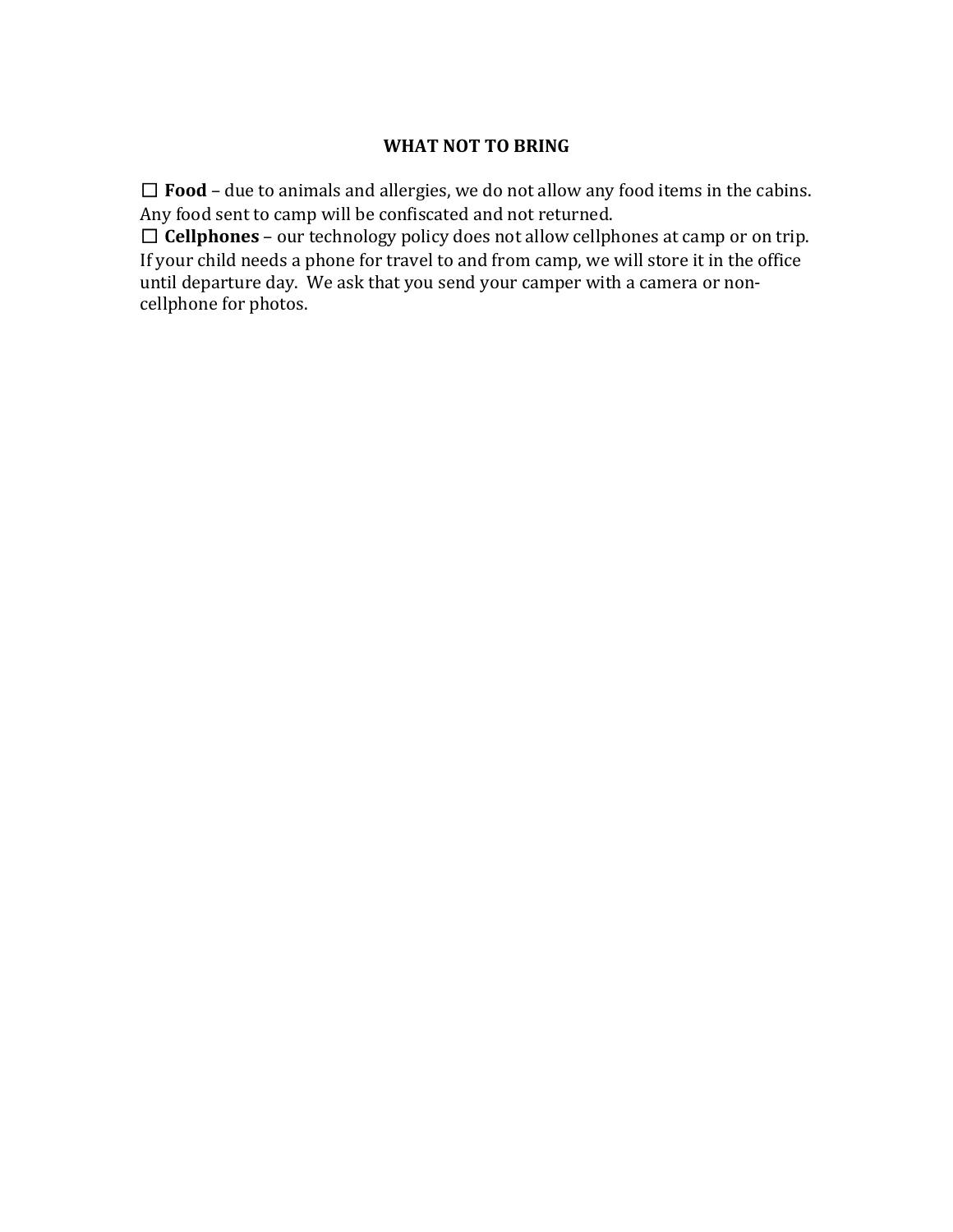## WHAT NOT TO BRING

☐ **Food** – due to animals and allergies, we do not allow any food items in the cabins. Any food sent to camp will be confiscated and not returned.

☐ **Cellphones** – our technology policy does not allow cellphones at camp or on trip. If your child needs a phone for travel to and from camp, we will store it in the office until departure day. We ask that you send your camper with a camera or non-cellphone for photos.